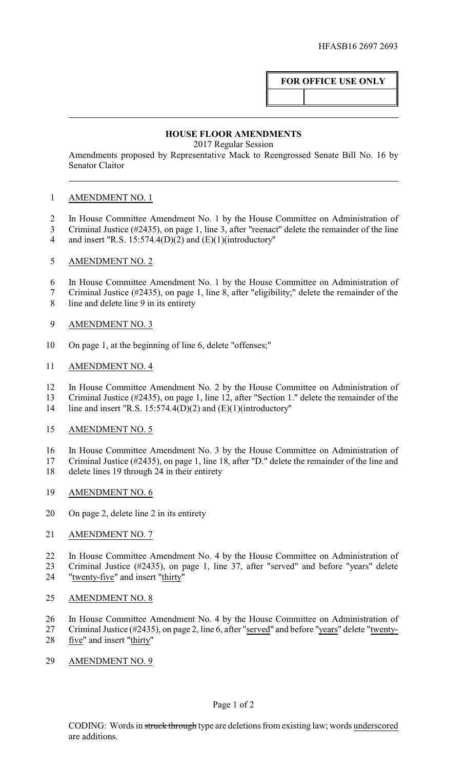HFASB16 2697 2693

**FOR OFFICE USE ONLY**

## HOUSE FLOOR AMENDMENTS

2017 Regular Session

Amendments proposed by Representative Mack to Reengrossed Senate Bill No. 16 by Senator Claitor

AMENDMENT NO. 1

In House Committee Amendment No. 1 by the House Committee on Administration of Criminal Justice (#2435), on page 1, line 3, after "reenact" delete the remainder of the line and insert "R.S. 15:574.4(D)(2) and (E)(1)(introductory"

AMENDMENT NO. 2

In House Committee Amendment No. 1 by the House Committee on Administration of Criminal Justice (#2435), on page 1, line 8, after "eligibility;" delete the remainder of the line and delete line 9 in its entirety

AMENDMENT NO. 3

On page 1, at the beginning of line 6, delete "offenses;"

AMENDMENT NO. 4

In House Committee Amendment No. 2 by the House Committee on Administration of Criminal Justice (#2435), on page 1, line 12, after "Section 1." delete the remainder of the line and insert "R.S. 15:574.4(D)(2) and (E)(1)(introductory"

AMENDMENT NO. 5

In House Committee Amendment No. 3 by the House Committee on Administration of Criminal Justice (#2435), on page 1, line 18, after "D." delete the remainder of the line and delete lines 19 through 24 in their entirety

AMENDMENT NO. 6

On page 2, delete line 2 in its entirety

AMENDMENT NO. 7

In House Committee Amendment No. 4 by the House Committee on Administration of Criminal Justice (#2435), on page 1, line 37, after "served" and before "years" delete "twenty-five" and insert "thirty"

AMENDMENT NO. 8

In House Committee Amendment No. 4 by the House Committee on Administration of Criminal Justice (#2435), on page 2, line 6, after "served" and before "years" delete "twenty-five" and insert "thirty"

AMENDMENT NO. 9

CODING: Words in ~~struck through~~ type are deletions from existing law; words underscored are additions.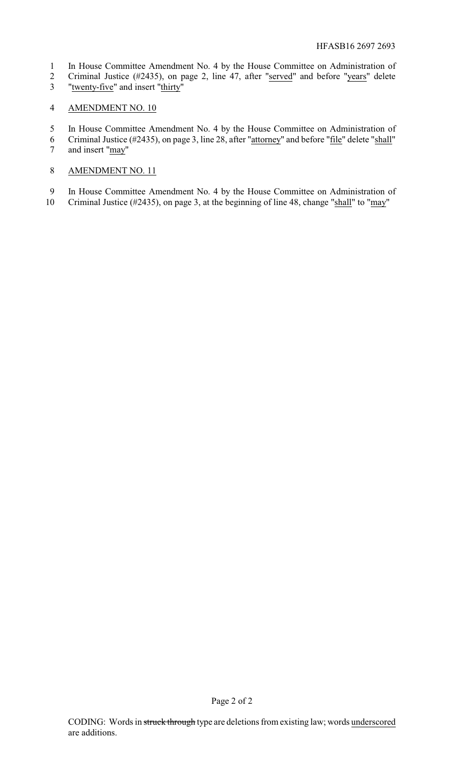In House Committee Amendment No. 4 by the House Committee on Administration of Criminal Justice (#2435), on page 2, line 47, after "served" and before "years" delete "twenty-five" and insert "thirty"

AMENDMENT NO. 10

In House Committee Amendment No. 4 by the House Committee on Administration of Criminal Justice (#2435), on page 3, line 28, after "attorney" and before "file" delete "shall" and insert "may"

AMENDMENT NO. 11

In House Committee Amendment No. 4 by the House Committee on Administration of Criminal Justice (#2435), on page 3, at the beginning of line 48, change "shall" to "may"

CODING: Words in ~~struck through~~ type are deletions from existing law; words underscored are additions.